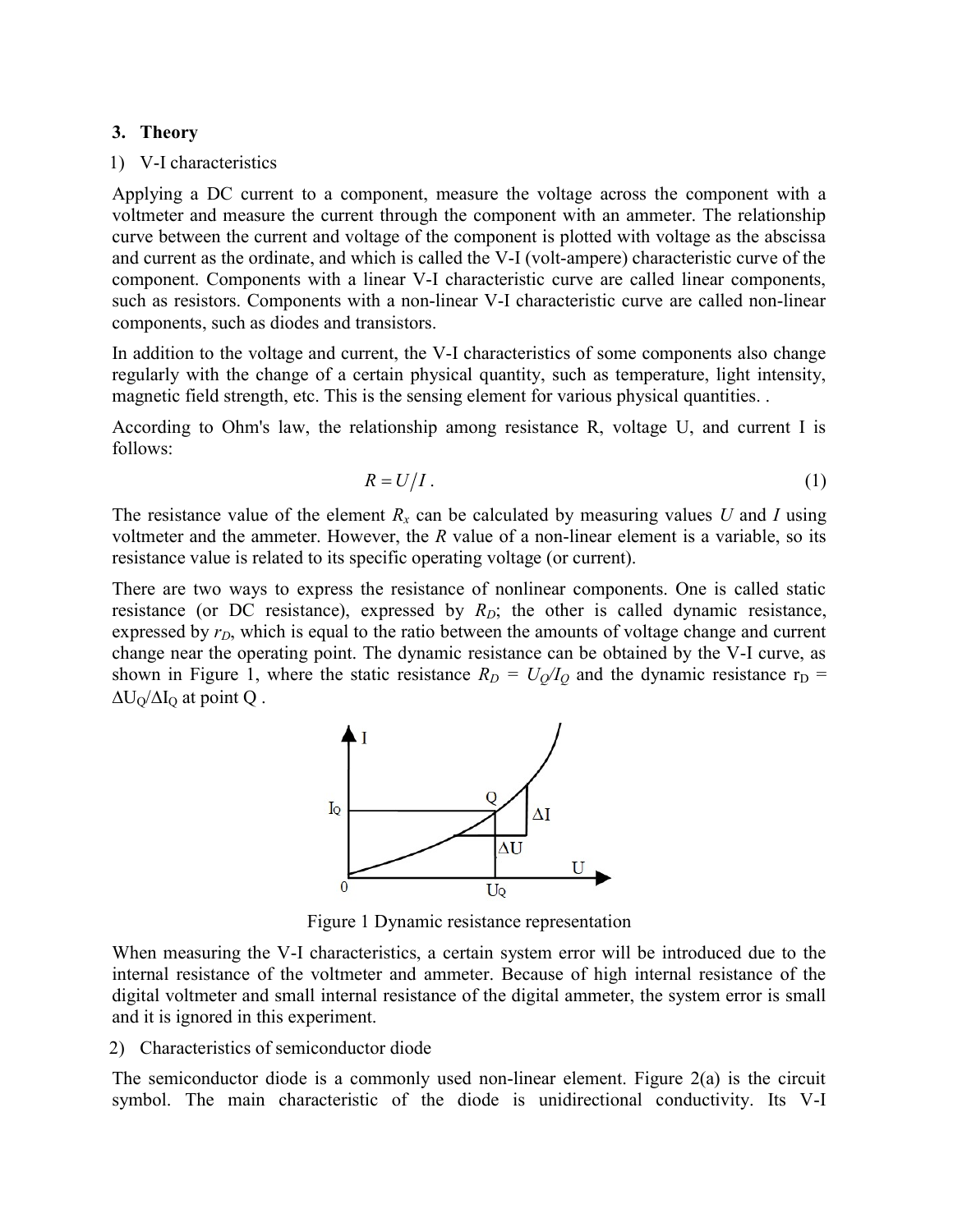## 3. Theory

1) V-I characteristics

Applying a DC current to a component, measure the voltage across the component with a voltmeter and measure the current through the component with an ammeter. The relationship curve between the current and voltage of the component is plotted with voltage as the abscissa and current as the ordinate, and which is called the V-I (volt-ampere) characteristic curve of the component. Components with a linear V-I characteristic curve are called linear components, such as resistors. Components with a non-linear V-I characteristic curve are called non-linear components, such as diodes and transistors.

In addition to the voltage and current, the V-I characteristics of some components also change regularly with the change of a certain physical quantity, such as temperature, light intensity, magnetic field strength, etc. This is the sensing element for various physical quantities. .

According to Ohm's law, the relationship among resistance R, voltage U, and current I is follows:

$$R = U/I\,. \tag{1}$$

The resistance value of the element $R_x$ can be calculated by measuring values $U$ and $I$ using voltmeter and the ammeter. However, the $R$ value of a non-linear element is a variable, so its resistance value is related to its specific operating voltage (or current).

There are two ways to express the resistance of nonlinear components. One is called static resistance (or DC resistance), expressed by $R_D$; the other is called dynamic resistance, expressed by $r_D$, which is equal to the ratio between the amounts of voltage change and current change near the operating point. The dynamic resistance can be obtained by the V-I curve, as shown in Figure 1, where the static resistance $R_D = U_Q/I_Q$ and the dynamic resistance $r_D = \Delta U_Q/\Delta I_Q$ at point Q .

Figure 1 Dynamic resistance representation

When measuring the V-I characteristics, a certain system error will be introduced due to the internal resistance of the voltmeter and ammeter. Because of high internal resistance of the digital voltmeter and small internal resistance of the digital ammeter, the system error is small and it is ignored in this experiment.

2) Characteristics of semiconductor diode

The semiconductor diode is a commonly used non-linear element. Figure 2(a) is the circuit symbol. The main characteristic of the diode is unidirectional conductivity. Its V-I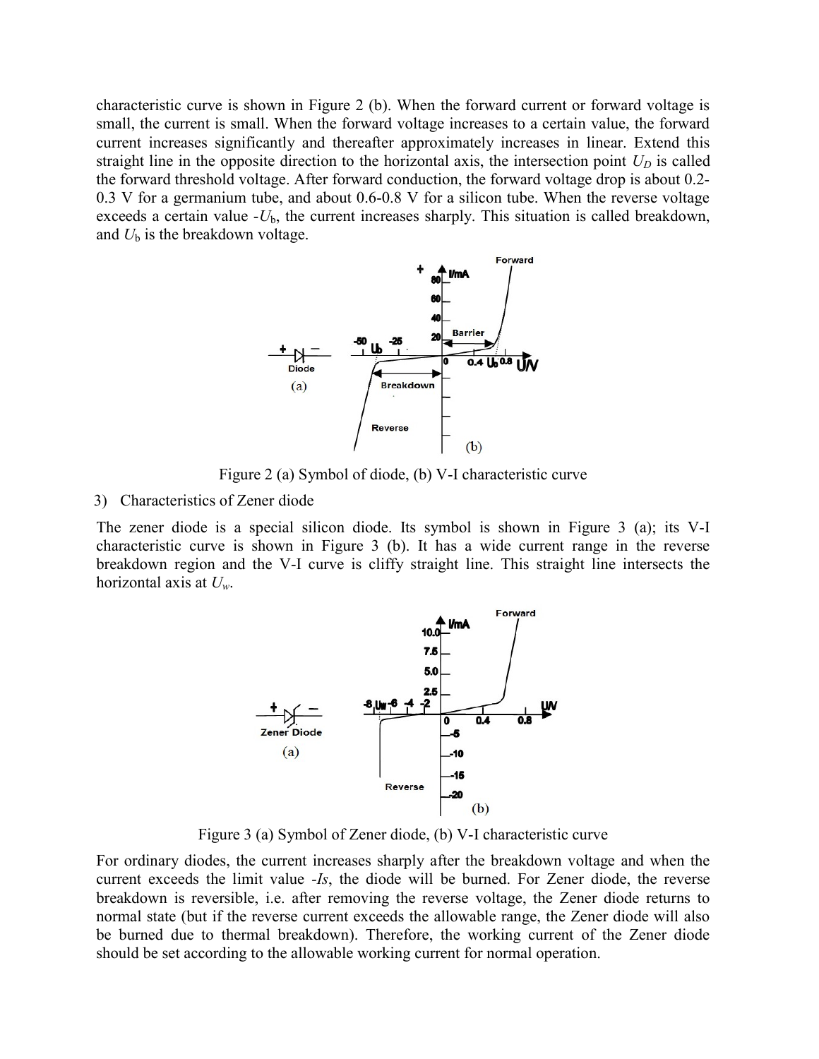characteristic curve is shown in Figure 2 (b). When the forward current or forward voltage is small, the current is small. When the forward voltage increases to a certain value, the forward current increases significantly and thereafter approximately increases in linear. Extend this straight line in the opposite direction to the horizontal axis, the intersection point $U_D$ is called the forward threshold voltage. After forward conduction, the forward voltage drop is about 0.2-0.3 V for a germanium tube, and about 0.6-0.8 V for a silicon tube. When the reverse voltage exceeds a certain value $-U_b$, the current increases sharply. This situation is called breakdown, and $U_b$ is the breakdown voltage.

Figure 2 (a) Symbol of diode, (b) V-I characteristic curve

3) Characteristics of Zener diode

The zener diode is a special silicon diode. Its symbol is shown in Figure 3 (a); its V-I characteristic curve is shown in Figure 3 (b). It has a wide current range in the reverse breakdown region and the V-I curve is cliffy straight line. This straight line intersects the horizontal axis at $U_w$.

Figure 3 (a) Symbol of Zener diode, (b) V-I characteristic curve

For ordinary diodes, the current increases sharply after the breakdown voltage and when the current exceeds the limit value $-Is$, the diode will be burned. For Zener diode, the reverse breakdown is reversible, i.e. after removing the reverse voltage, the Zener diode returns to normal state (but if the reverse current exceeds the allowable range, the Zener diode will also be burned due to thermal breakdown). Therefore, the working current of the Zener diode should be set according to the allowable working current for normal operation.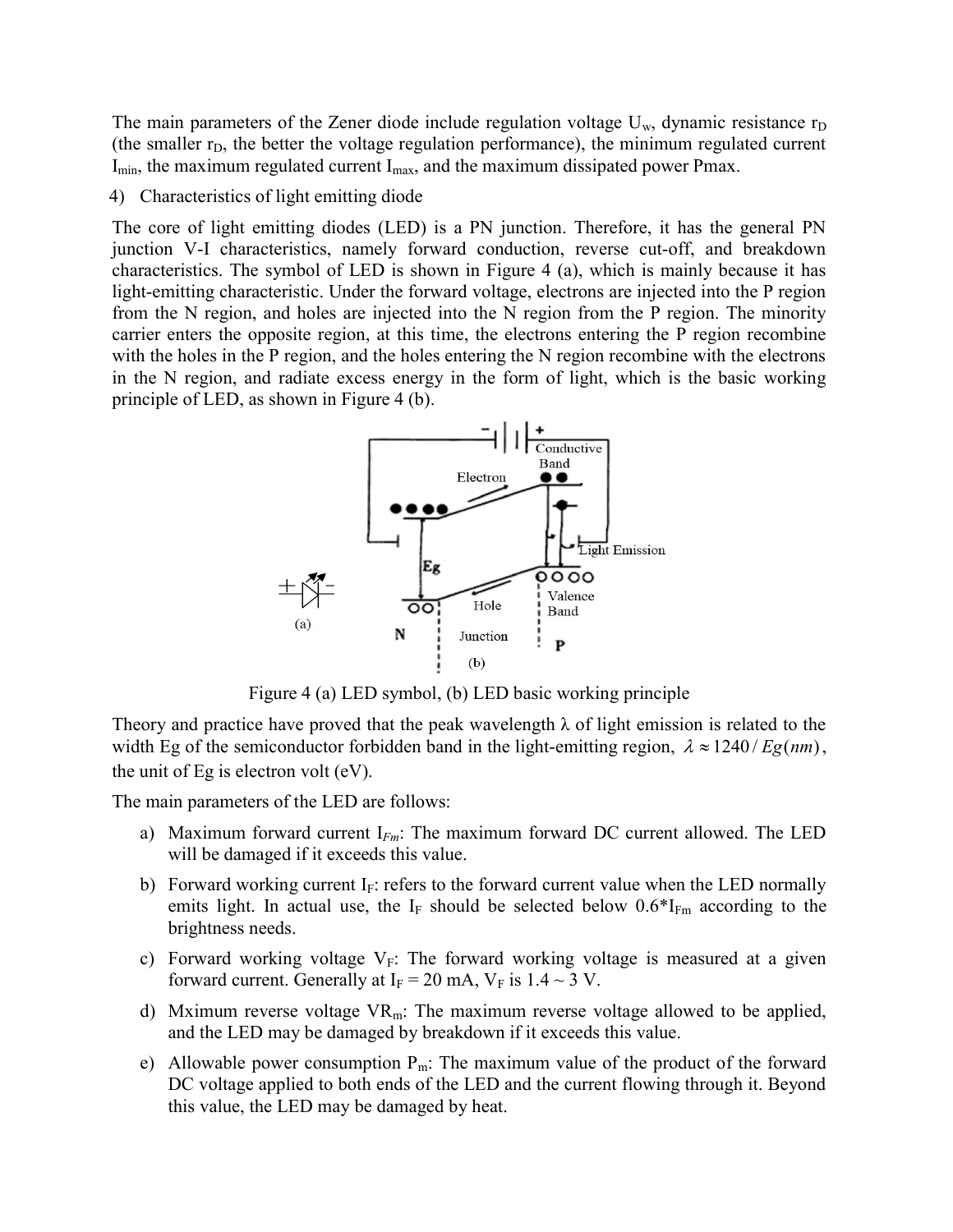The main parameters of the Zener diode include regulation voltage $U_w$, dynamic resistance $r_D$ (the smaller $r_D$, the better the voltage regulation performance), the minimum regulated current $I_{min}$, the maximum regulated current $I_{max}$, and the maximum dissipated power Pmax.

4) Characteristics of light emitting diode

The core of light emitting diodes (LED) is a PN junction. Therefore, it has the general PN junction V-I characteristics, namely forward conduction, reverse cut-off, and breakdown characteristics. The symbol of LED is shown in Figure 4 (a), which is mainly because it has light-emitting characteristic. Under the forward voltage, electrons are injected into the P region from the N region, and holes are injected into the N region from the P region. The minority carrier enters the opposite region, at this time, the electrons entering the P region recombine with the holes in the P region, and the holes entering the N region recombine with the electrons in the N region, and radiate excess energy in the form of light, which is the basic working principle of LED, as shown in Figure 4 (b).

Figure 4 (a) LED symbol, (b) LED basic working principle

Theory and practice have proved that the peak wavelength λ of light emission is related to the width Eg of the semiconductor forbidden band in the light-emitting region, $\lambda \approx 1240 / Eg(nm)$, the unit of Eg is electron volt (eV).

The main parameters of the LED are follows:

a) Maximum forward current $I_{Fm}$: The maximum forward DC current allowed. The LED will be damaged if it exceeds this value.

b) Forward working current $I_F$: refers to the forward current value when the LED normally emits light. In actual use, the $I_F$ should be selected below $0.6*I_{Fm}$ according to the brightness needs.

c) Forward working voltage $V_F$: The forward working voltage is measured at a given forward current. Generally at $I_F = 20$ mA, $V_F$ is 1.4 ~ 3 V.

d) Mximum reverse voltage $VR_m$: The maximum reverse voltage allowed to be applied, and the LED may be damaged by breakdown if it exceeds this value.

e) Allowable power consumption $P_m$: The maximum value of the product of the forward DC voltage applied to both ends of the LED and the current flowing through it. Beyond this value, the LED may be damaged by heat.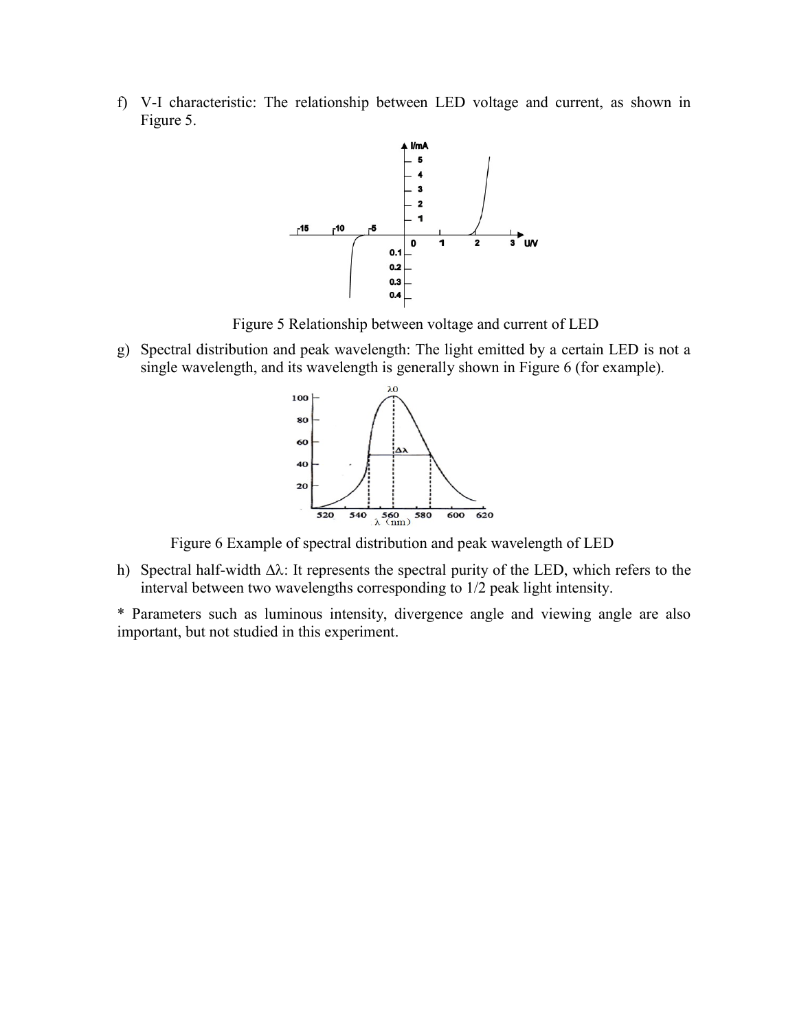f) V-I characteristic: The relationship between LED voltage and current, as shown in Figure 5.

I/mA
5
4
3
2
1
-15
-10
-5
0
1
2
3
U/V
0.1
0.2
0.3
0.4

Figure 5 Relationship between voltage and current of LED

g) Spectral distribution and peak wavelength: The light emitted by a certain LED is not a single wavelength, and its wavelength is generally shown in Figure 6 (for example).

λ0
100
80
60
40
20
Δλ
520
540
560
580
600
620
λ (nm)

Figure 6 Example of spectral distribution and peak wavelength of LED

h) Spectral half-width Δλ: It represents the spectral purity of the LED, which refers to the interval between two wavelengths corresponding to 1/2 peak light intensity.

* Parameters such as luminous intensity, divergence angle and viewing angle are also important, but not studied in this experiment.